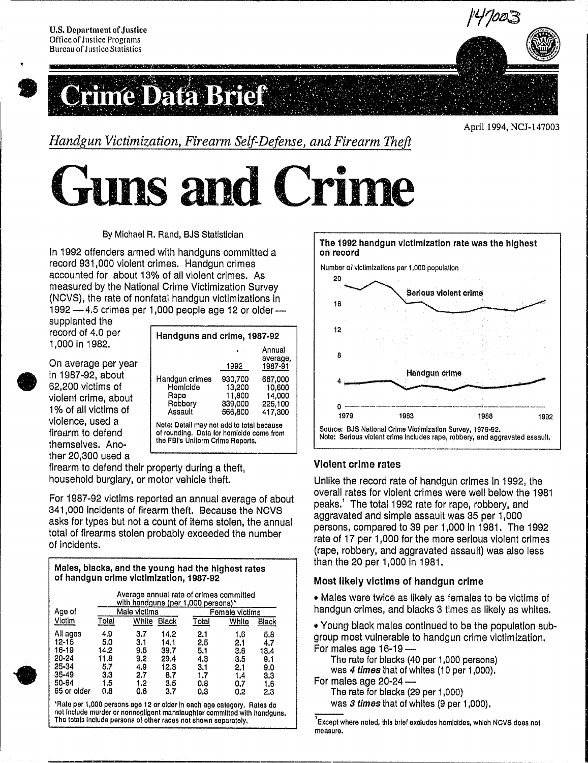U.S. Department of Justice
Office of Justice Programs
Bureau of Justice Statistics

147003

# Crime Data Brief

April 1994, NCJ-147003

*Handgun Victimization, Firearm Self-Defense, and Firearm Theft*

# Guns and Crime

By Michael R. Rand, BJS Statistician

In 1992 offenders armed with handguns committed a record 931,000 violent crimes. Handgun crimes accounted for about 13% of all violent crimes. As measured by the National Crime Victimization Survey (NCVS), the rate of nonfatal handgun victimizations in 1992 — 4.5 crimes per 1,000 people age 12 or older — supplanted the record of 4.0 per 1,000 in 1982.

**Handguns and crime, 1987-92**

| | 1992 | Annual average, 1987-91 |
|---|---|---|
| Handgun crimes | 930,700 | 667,000 |
| Homicide | 13,200 | 10,600 |
| Rape | 11,800 | 14,000 |
| Robbery | 339,000 | 225,100 |
| Assault | 566,800 | 417,300 |

Note: Detail may not add to total because of rounding. Data for homicide come from the FBI's Uniform Crime Reports.

On average per year in 1987-92, about 62,200 victims of violent crime, about 1% of all victims of violence, used a firearm to defend themselves. Another 20,300 used a firearm to defend their property during a theft, household burglary, or motor vehicle theft.

For 1987-92 victims reported an annual average of about 341,000 incidents of firearm theft. Because the NCVS asks for types but not a count of items stolen, the annual total of firearms stolen probably exceeded the number of incidents.

**Males, blacks, and the young had the highest rates of handgun crime victimization, 1987-92**

| Age of Victim | Average annual rate of crimes committed with handguns (per 1,000 persons)* | | | | | |
|---|---|---|---|---|---|---|
| | Male victims | | | Female victims | | |
| | Total | White | Black | Total | White | Black |
| All ages | 4.9 | 3.7 | 14.2 | 2.1 | 1.6 | 5.8 |
| 12-15 | 5.0 | 3.1 | 14.1 | 2.5 | 2.1 | 4.7 |
| 16-19 | 14.2 | 9.5 | 39.7 | 5.1 | 3.6 | 13.4 |
| 20-24 | 11.8 | 9.2 | 29.4 | 4.3 | 3.5 | 9.1 |
| 25-34 | 5.7 | 4.9 | 12.3 | 3.1 | 2.1 | 9.0 |
| 35-49 | 3.3 | 2.7 | 8.7 | 1.7 | 1.4 | 3.3 |
| 50-64 | 1.5 | 1.2 | 3.5 | 0.8 | 0.7 | 1.6 |
| 65 or older | 0.8 | 0.6 | 3.7 | 0.3 | 0.2 | 2.3 |

*Rate per 1,000 persons age 12 or older in each age category. Rates do not include murder or nonnegligent manslaughter committed with handguns. The totals include persons of other races not shown separately.

**The 1992 handgun victimization rate was the highest on record**

Number of victimizations per 1,000 population

Serious violent crime; Handgun crime (1979–1992)

Source: BJS National Crime Victimization Survey, 1979-92.
Note: Serious violent crime includes rape, robbery, and aggravated assault.

### Violent crime rates

Unlike the record rate of handgun crimes in 1992, the overall rates for violent crimes were well below the 1981 peaks.[1] The total 1992 rate for rape, robbery, and aggravated and simple assault was 35 per 1,000 persons, compared to 39 per 1,000 in 1981. The 1992 rate of 17 per 1,000 for the more serious violent crimes (rape, robbery, and aggravated assault) was also less than the 20 per 1,000 in 1981.

### Most likely victims of handgun crime

- Males were twice as likely as females to be victims of handgun crimes, and blacks 3 times as likely as whites.
- Young black males continued to be the population subgroup most vulnerable to handgun crime victimization.

For males age 16-19 —
The rate for blacks (40 per 1,000 persons) was ***4 times*** that of whites (10 per 1,000).

For males age 20-24 —
The rate for blacks (29 per 1,000) was ***3 times*** that of whites (9 per 1,000).

[1] Except where noted, this brief excludes homicides, which NCVS does not measure.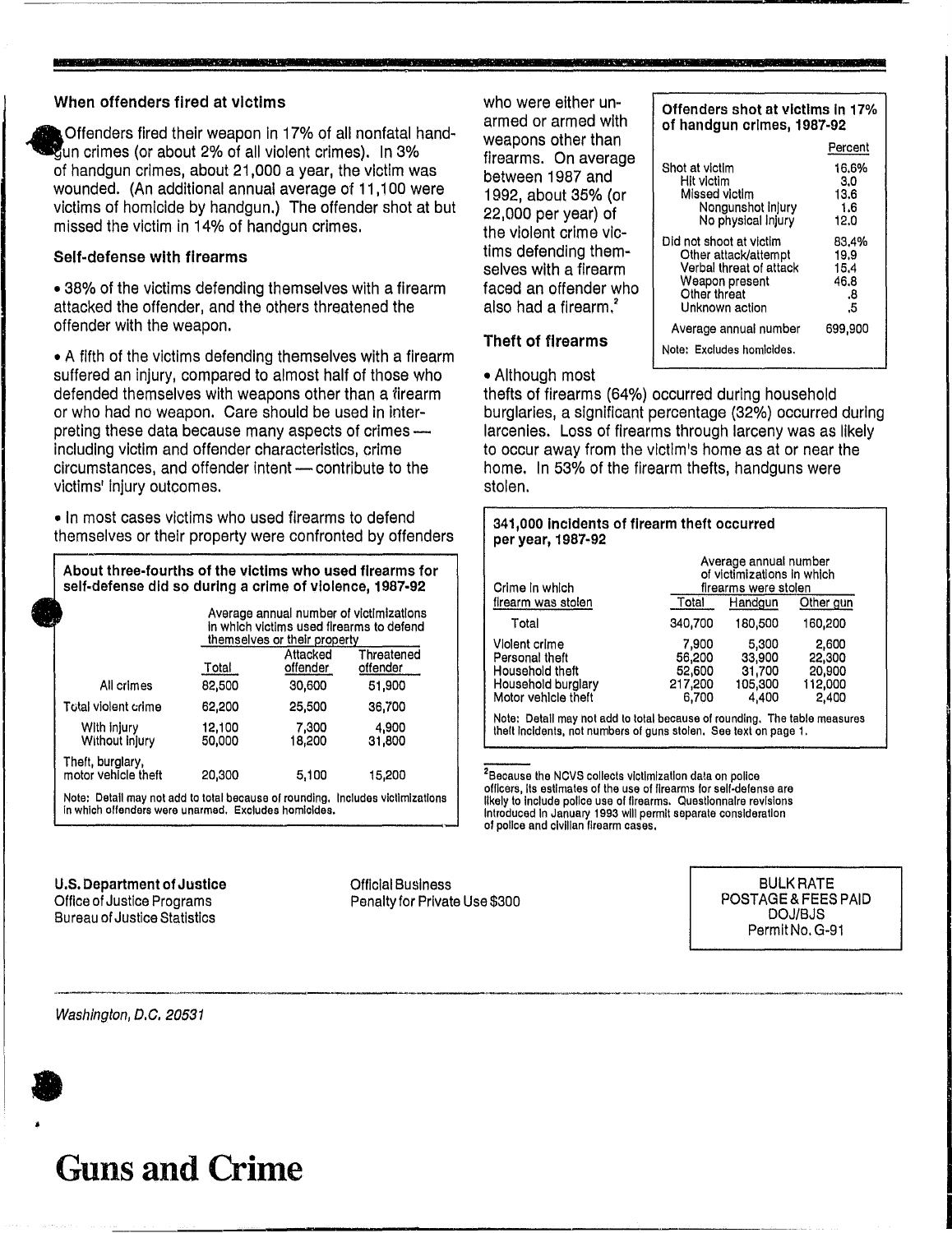### When offenders fired at victims

Offenders fired their weapon in 17% of all nonfatal handgun crimes (or about 2% of all violent crimes). In 3% of handgun crimes, about 21,000 a year, the victim was wounded. (An additional annual average of 11,100 were victims of homicide by handgun.) The offender shot at but missed the victim in 14% of handgun crimes.

### Self-defense with firearms

- 38% of the victims defending themselves with a firearm attacked the offender, and the others threatened the offender with the weapon.
- A fifth of the victims defending themselves with a firearm suffered an injury, compared to almost half of those who defended themselves with weapons other than a firearm or who had no weapon. Care should be used in interpreting these data because many aspects of crimes — including victim and offender characteristics, crime circumstances, and offender intent — contribute to the victims' injury outcomes.
- In most cases victims who used firearms to defend themselves or their property were confronted by offenders who were either unarmed or armed with weapons other than firearms. On average between 1987 and 1992, about 35% (or 22,000 per year) of the violent crime victims defending themselves with a firearm faced an offender who also had a firearm.[2]

**About three-fourths of the victims who used firearms for self-defense did so during a crime of violence, 1987-92**

| | Average annual number of victimizations in which victims used firearms to defend themselves or their property | | |
|---|---|---|---|
| | Total | Attacked offender | Threatened offender |
| All crimes | 82,500 | 30,600 | 51,900 |
| Total violent crime | 62,200 | 25,500 | 36,700 |
| With injury | 12,100 | 7,300 | 4,900 |
| Without injury | 50,000 | 18,200 | 31,800 |
| Theft, burglary, motor vehicle theft | 20,300 | 5,100 | 15,200 |

Note: Detail may not add to total because of rounding. Includes victimizations in which offenders were unarmed. Excludes homicides.

**Offenders shot at victims in 17% of handgun crimes, 1987-92**

| | Percent |
|---|---|
| Shot at victim | 16.6% |
| Hit victim | 3.0 |
| Missed victim | 13.6 |
| Nongunshot injury | 1.6 |
| No physical injury | 12.0 |
| Did not shoot at victim | 83.4% |
| Other attack/attempt | 19.9 |
| Verbal threat of attack | 15.4 |
| Weapon present | 46.8 |
| Other threat | .8 |
| Unknown action | .5 |
| Average annual number | 699,900 |

Note: Excludes homicides.

### Theft of firearms

- Although most thefts of firearms (64%) occurred during household burglaries, a significant percentage (32%) occurred during larcenies. Loss of firearms through larceny was as likely to occur away from the victim's home as at or near the home. In 53% of the firearm thefts, handguns were stolen.

**341,000 incidents of firearm theft occurred per year, 1987-92**

| Crime in which firearm was stolen | Average annual number of victimizations in which firearms were stolen | | |
|---|---|---|---|
| | Total | Handgun | Other gun |
| Total | 340,700 | 180,500 | 160,200 |
| Violent crime | 7,900 | 5,300 | 2,600 |
| Personal theft | 56,200 | 33,900 | 22,300 |
| Household theft | 52,600 | 31,700 | 20,900 |
| Household burglary | 217,200 | 105,300 | 112,000 |
| Motor vehicle theft | 6,700 | 4,400 | 2,400 |

Note: Detail may not add to total because of rounding. The table measures theft incidents, not numbers of guns stolen. See text on page 1.

[2]Because the NCVS collects victimization data on police officers, its estimates of the use of firearms for self-defense are likely to include police use of firearms. Questionnaire revisions introduced in January 1993 will permit separate consideration of police and civilian firearm cases.

**U.S. Department of Justice**
Office of Justice Programs
Bureau of Justice Statistics

*Washington, D.C. 20531*

Official Business
Penalty for Private Use $300

BULK RATE
POSTAGE & FEES PAID
DOJ/BJS
Permit No. G-91

# Guns and Crime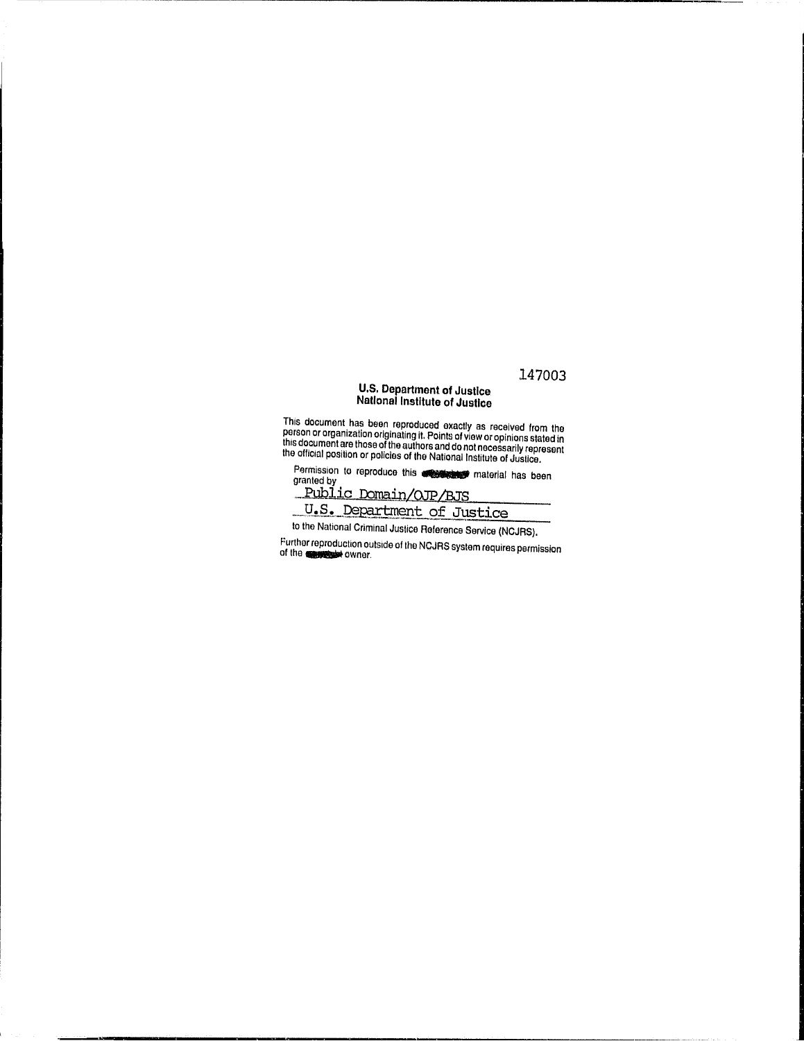147003

**U.S. Department of Justice**
**National Institute of Justice**

This document has been reproduced exactly as received from the person or organization originating it. Points of view or opinions stated in this document are those of the authors and do not necessarily represent the official position or policies of the National Institute of Justice.

Permission to reproduce this material has been granted by

Public Domain/OJP/BJS
U.S. Department of Justice

to the National Criminal Justice Reference Service (NCJRS).

Further reproduction outside of the NCJRS system requires permission of the owner.